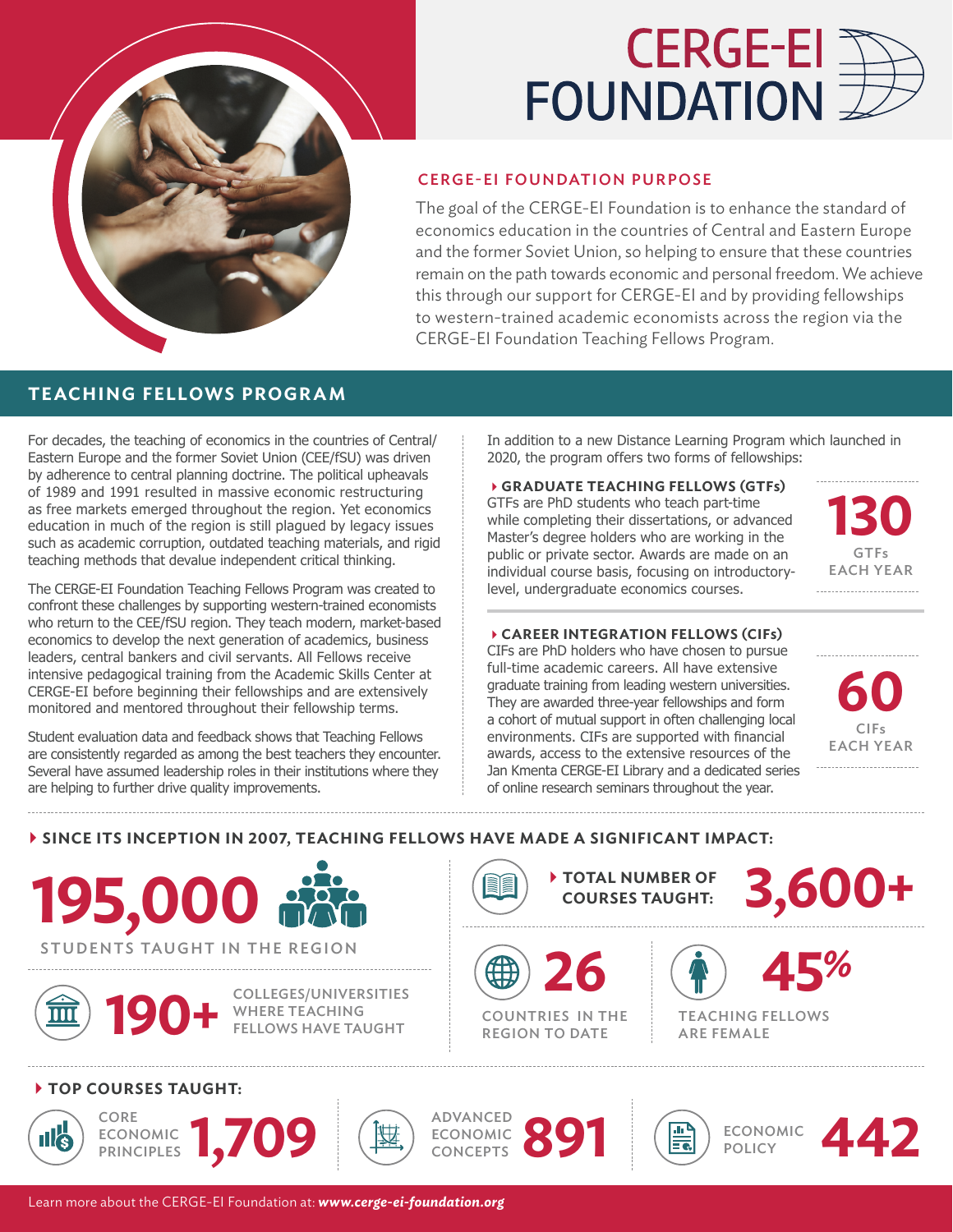# CERGE-EI FOUNDATION

## CERGE-EI FOUNDATION PURPOSE

The goal of the CERGE-EI Foundation is to enhance the standard of economics education in the countries of Central and Eastern Europe and the former Soviet Union, so helping to ensure that these countries remain on the path towards economic and personal freedom. We achieve this through our support for CERGE-EI and by providing fellowships to western-trained academic economists across the region via the CERGE-EI Foundation Teaching Fellows Program.

## TEACHING FELLOWS PROGRAM

For decades, the teaching of economics in the countries of Central/Eastern Europe and the former Soviet Union (CEE/fSU) was driven by adherence to central planning doctrine. The political upheavals of 1989 and 1991 resulted in massive economic restructuring as free markets emerged throughout the region. Yet economics education in much of the region is still plagued by legacy issues such as academic corruption, outdated teaching materials, and rigid teaching methods that devalue independent critical thinking.

The CERGE-EI Foundation Teaching Fellows Program was created to confront these challenges by supporting western-trained economists who return to the CEE/fSU region. They teach modern, market-based economics to develop the next generation of academics, business leaders, central bankers and civil servants. All Fellows receive intensive pedagogical training from the Academic Skills Center at CERGE-EI before beginning their fellowships and are extensively monitored and mentored throughout their fellowship terms.

Student evaluation data and feedback shows that Teaching Fellows are consistently regarded as among the best teachers they encounter. Several have assumed leadership roles in their institutions where they are helping to further drive quality improvements.

In addition to a new Distance Learning Program which launched in 2020, the program offers two forms of fellowships:

### GRADUATE TEACHING FELLOWS (GTFs)

GTFs are PhD students who teach part-time while completing their dissertations, or advanced Master's degree holders who are working in the public or private sector. Awards are made on an individual course basis, focusing on introductory-level, undergraduate economics courses.

**130** GTFs EACH YEAR

### CAREER INTEGRATION FELLOWS (CIFs)

CIFs are PhD holders who have chosen to pursue full-time academic careers. All have extensive graduate training from leading western universities. They are awarded three-year fellowships and form a cohort of mutual support in often challenging local environments. CIFs are supported with financial awards, access to the extensive resources of the Jan Kmenta CERGE-EI Library and a dedicated series of online research seminars throughout the year.

**60** CIFs EACH YEAR

### SINCE ITS INCEPTION IN 2007, TEACHING FELLOWS HAVE MADE A SIGNIFICANT IMPACT:

- **195,000** STUDENTS TAUGHT IN THE REGION
- **190+** COLLEGES/UNIVERSITIES WHERE TEACHING FELLOWS HAVE TAUGHT
- TOTAL NUMBER OF COURSES TAUGHT: **3,600+**
- **26** COUNTRIES IN THE REGION TO DATE
- **45%** TEACHING FELLOWS ARE FEMALE

### TOP COURSES TAUGHT:

- CORE ECONOMIC PRINCIPLES **1,709**
- ADVANCED ECONOMIC CONCEPTS **891**
- ECONOMIC POLICY **442**

Learn more about the CERGE-EI Foundation at: ***www.cerge-ei-foundation.org***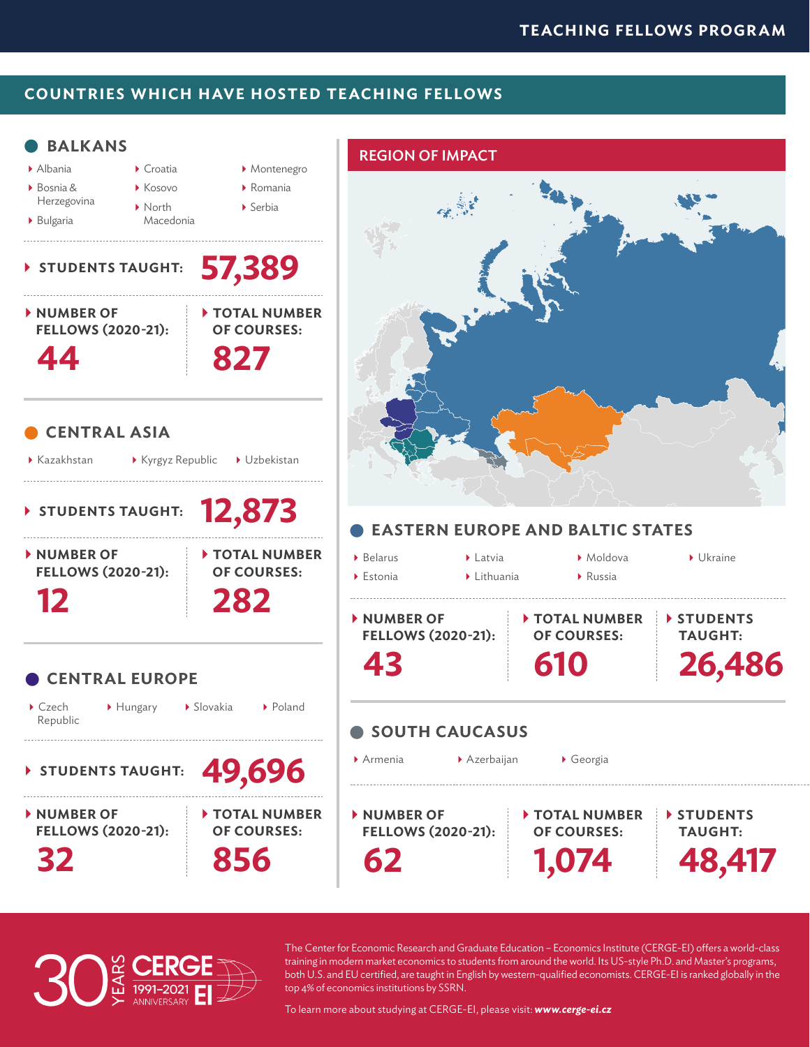# TEACHING FELLOWS PROGRAM

## COUNTRIES WHICH HAVE HOSTED TEACHING FELLOWS

### BALKANS

- Albania
- Bosnia & Herzegovina
- Bulgaria
- Croatia
- Kosovo
- North Macedonia
- Montenegro
- Romania
- Serbia

**STUDENTS TAUGHT:** **57,389**

**NUMBER OF FELLOWS (2020-21):** **44**

**TOTAL NUMBER OF COURSES:** **827**

### CENTRAL ASIA

- Kazakhstan
- Kyrgyz Republic
- Uzbekistan

**STUDENTS TAUGHT:** **12,873**

**NUMBER OF FELLOWS (2020-21):** **12**

**TOTAL NUMBER OF COURSES:** **282**

### CENTRAL EUROPE

- Czech Republic
- Hungary
- Slovakia
- Poland

**STUDENTS TAUGHT:** **49,696**

**NUMBER OF FELLOWS (2020-21):** **32**

**TOTAL NUMBER OF COURSES:** **856**

REGION OF IMPACT

### EASTERN EUROPE AND BALTIC STATES

- Belarus
- Estonia
- Latvia
- Lithuania
- Moldova
- Russia
- Ukraine

**NUMBER OF FELLOWS (2020-21):** **43**

**TOTAL NUMBER OF COURSES:** **610**

**STUDENTS TAUGHT:** **26,486**

### SOUTH CAUCASUS

- Armenia
- Azerbaijan
- Georgia

**NUMBER OF FELLOWS (2020-21):** **62**

**TOTAL NUMBER OF COURSES:** **1,074**

**STUDENTS TAUGHT:** **48,417**

30 YEARS CERGE EI 1991–2021 ANNIVERSARY

The Center for Economic Research and Graduate Education – Economics Institute (CERGE-EI) offers a world-class training in modern market economics to students from around the world. Its US-style Ph.D. and Master's programs, both U.S. and EU certified, are taught in English by western-qualified economists. CERGE-EI is ranked globally in the top 4% of economics institutions by SSRN.

To learn more about studying at CERGE-EI, please visit: ***www.cerge-ei.cz***